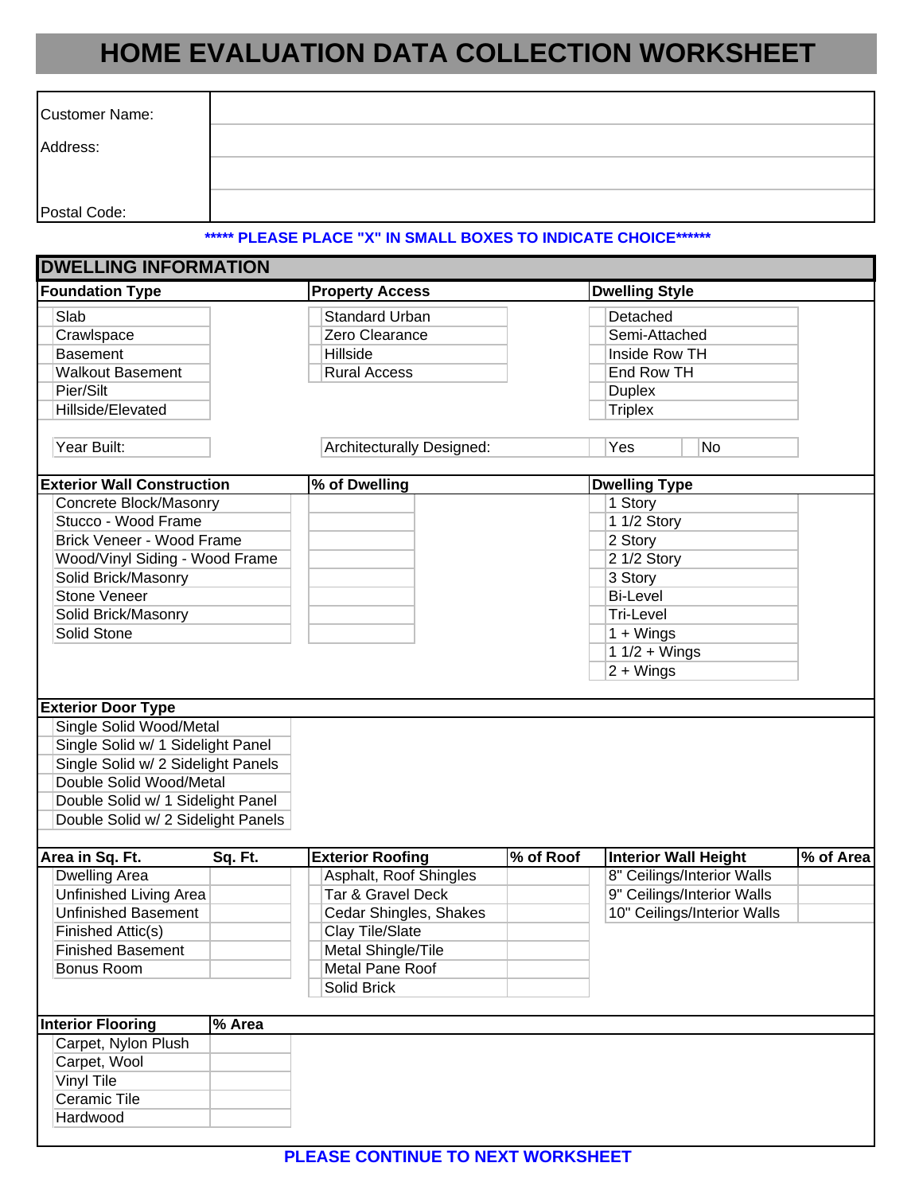# HOME EVALUATION DATA COLLECTION WORKSHEET

| | |
|---|---|
| Customer Name: | |
| Address: | |
| | |
| Postal Code: | |

**\*\*\*\*\* PLEASE PLACE "X" IN SMALL BOXES TO INDICATE CHOICE\*\*\*\*\*\***

## DWELLING INFORMATION

| Foundation Type | Property Access | Dwelling Style |
|---|---|---|
| Slab | Standard Urban | Detached |
| Crawlspace | Zero Clearance | Semi-Attached |
| Basement | Hillside | Inside Row TH |
| Walkout Basement | Rural Access | End Row TH |
| Pier/Silt | | Duplex |
| Hillside/Elevated | | Triplex |

| | | | |
|---|---|---|---|
| Year Built: | Architecturally Designed: | Yes | No |

| Exterior Wall Construction | % of Dwelling | Dwelling Type |
|---|---|---|
| Concrete Block/Masonry | | 1 Story |
| Stucco - Wood Frame | | 1 1/2 Story |
| Brick Veneer - Wood Frame | | 2 Story |
| Wood/Vinyl Siding - Wood Frame | | 2 1/2 Story |
| Solid Brick/Masonry | | 3 Story |
| Stone Veneer | | Bi-Level |
| Solid Brick/Masonry | | Tri-Level |
| Solid Stone | | 1 + Wings |
| | | 1 1/2 + Wings |
| | | 2 + Wings |

| Exterior Door Type |
|---|
| Single Solid Wood/Metal |
| Single Solid w/ 1 Sidelight Panel |
| Single Solid w/ 2 Sidelight Panels |
| Double Solid Wood/Metal |
| Double Solid w/ 1 Sidelight Panel |
| Double Solid w/ 2 Sidelight Panels |

| Area in Sq. Ft. | Sq. Ft. | Exterior Roofing | % of Roof | Interior Wall Height | % of Area |
|---|---|---|---|---|---|
| Dwelling Area | | Asphalt, Roof Shingles | | 8" Ceilings/Interior Walls | |
| Unfinished Living Area | | Tar & Gravel Deck | | 9" Ceilings/Interior Walls | |
| Unfinished Basement | | Cedar Shingles, Shakes | | 10" Ceilings/Interior Walls | |
| Finished Attic(s) | | Clay Tile/Slate | | | |
| Finished Basement | | Metal Shingle/Tile | | | |
| Bonus Room | | Metal Pane Roof | | | |
| | | Solid Brick | | | |

| Interior Flooring | % Area |
|---|---|
| Carpet, Nylon Plush | |
| Carpet, Wool | |
| Vinyl Tile | |
| Ceramic Tile | |
| Hardwood | |

**PLEASE CONTINUE TO NEXT WORKSHEET**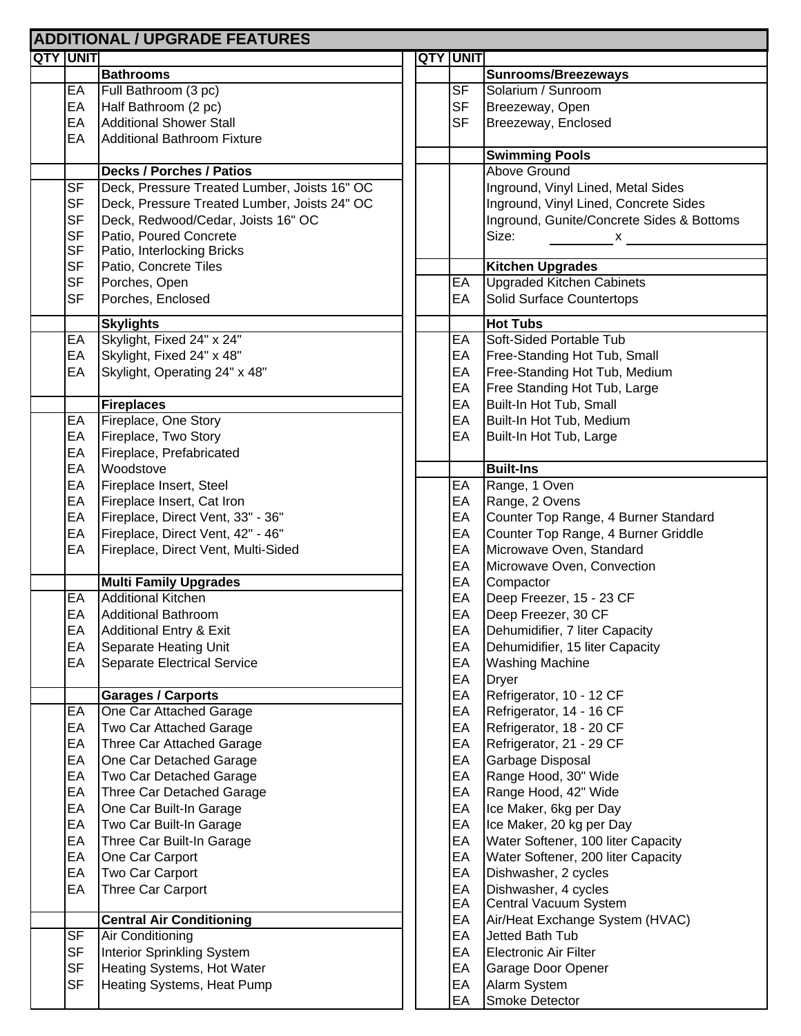## ADDITIONAL / UPGRADE FEATURES

| QTY | UNIT | |
|---|---|---|
| | | **Bathrooms** |
| | EA | Full Bathroom (3 pc) |
| | EA | Half Bathroom (2 pc) |
| | EA | Additional Shower Stall |
| | EA | Additional Bathroom Fixture |
| | | **Decks / Porches / Patios** |
| | SF | Deck, Pressure Treated Lumber, Joists 16" OC |
| | SF | Deck, Pressure Treated Lumber, Joists 24" OC |
| | SF | Deck, Redwood/Cedar, Joists 16" OC |
| | SF | Patio, Poured Concrete |
| | SF | Patio, Interlocking Bricks |
| | SF | Patio, Concrete Tiles |
| | SF | Porches, Open |
| | SF | Porches, Enclosed |
| | | **Skylights** |
| | EA | Skylight, Fixed 24" x 24" |
| | EA | Skylight, Fixed 24" x 48" |
| | EA | Skylight, Operating 24" x 48" |
| | | **Fireplaces** |
| | EA | Fireplace, One Story |
| | EA | Fireplace, Two Story |
| | EA | Fireplace, Prefabricated |
| | EA | Woodstove |
| | EA | Fireplace Insert, Steel |
| | EA | Fireplace Insert, Cat Iron |
| | EA | Fireplace, Direct Vent, 33" - 36" |
| | EA | Fireplace, Direct Vent, 42" - 46" |
| | EA | Fireplace, Direct Vent, Multi-Sided |
| | | **Multi Family Upgrades** |
| | EA | Additional Kitchen |
| | EA | Additional Bathroom |
| | EA | Additional Entry & Exit |
| | EA | Separate Heating Unit |
| | EA | Separate Electrical Service |
| | | **Garages / Carports** |
| | EA | One Car Attached Garage |
| | EA | Two Car Attached Garage |
| | EA | Three Car Attached Garage |
| | EA | One Car Detached Garage |
| | EA | Two Car Detached Garage |
| | EA | Three Car Detached Garage |
| | EA | One Car Built-In Garage |
| | EA | Two Car Built-In Garage |
| | EA | Three Car Built-In Garage |
| | EA | One Car Carport |
| | EA | Two Car Carport |
| | EA | Three Car Carport |
| | | **Central Air Conditioning** |
| | SF | Air Conditioning |
| | SF | Interior Sprinkling System |
| | SF | Heating Systems, Hot Water |
| | SF | Heating Systems, Heat Pump |

| QTY | UNIT | |
|---|---|---|
| | | **Sunrooms/Breezeways** |
| | SF | Solarium / Sunroom |
| | SF | Breezeway, Open |
| | SF | Breezeway, Enclosed |
| | | **Swimming Pools** |
| | | Above Ground |
| | | Inground, Vinyl Lined, Metal Sides |
| | | Inground, Vinyl Lined, Concrete Sides |
| | | Inground, Gunite/Concrete Sides & Bottoms |
| | | Size: ________ x ________ |
| | | **Kitchen Upgrades** |
| | EA | Upgraded Kitchen Cabinets |
| | EA | Solid Surface Countertops |
| | | **Hot Tubs** |
| | EA | Soft-Sided Portable Tub |
| | EA | Free-Standing Hot Tub, Small |
| | EA | Free-Standing Hot Tub, Medium |
| | EA | Free Standing Hot Tub, Large |
| | EA | Built-In Hot Tub, Small |
| | EA | Built-In Hot Tub, Medium |
| | EA | Built-In Hot Tub, Large |
| | | **Built-Ins** |
| | EA | Range, 1 Oven |
| | EA | Range, 2 Ovens |
| | EA | Counter Top Range, 4 Burner Standard |
| | EA | Counter Top Range, 4 Burner Griddle |
| | EA | Microwave Oven, Standard |
| | EA | Microwave Oven, Convection |
| | EA | Compactor |
| | EA | Deep Freezer, 15 - 23 CF |
| | EA | Deep Freezer, 30 CF |
| | EA | Dehumidifier, 7 liter Capacity |
| | EA | Dehumidifier, 15 liter Capacity |
| | EA | Washing Machine |
| | EA | Dryer |
| | EA | Refrigerator, 10 - 12 CF |
| | EA | Refrigerator, 14 - 16 CF |
| | EA | Refrigerator, 18 - 20 CF |
| | EA | Refrigerator, 21 - 29 CF |
| | EA | Garbage Disposal |
| | EA | Range Hood, 30" Wide |
| | EA | Range Hood, 42" Wide |
| | EA | Ice Maker, 6kg per Day |
| | EA | Ice Maker, 20 kg per Day |
| | EA | Water Softener, 100 liter Capacity |
| | EA | Water Softener, 200 liter Capacity |
| | EA | Dishwasher, 2 cycles |
| | EA | Dishwasher, 4 cycles |
| | EA | Central Vacuum System |
| | EA | Air/Heat Exchange System (HVAC) |
| | EA | Jetted Bath Tub |
| | EA | Electronic Air Filter |
| | EA | Garage Door Opener |
| | EA | Alarm System |
| | EA | Smoke Detector |